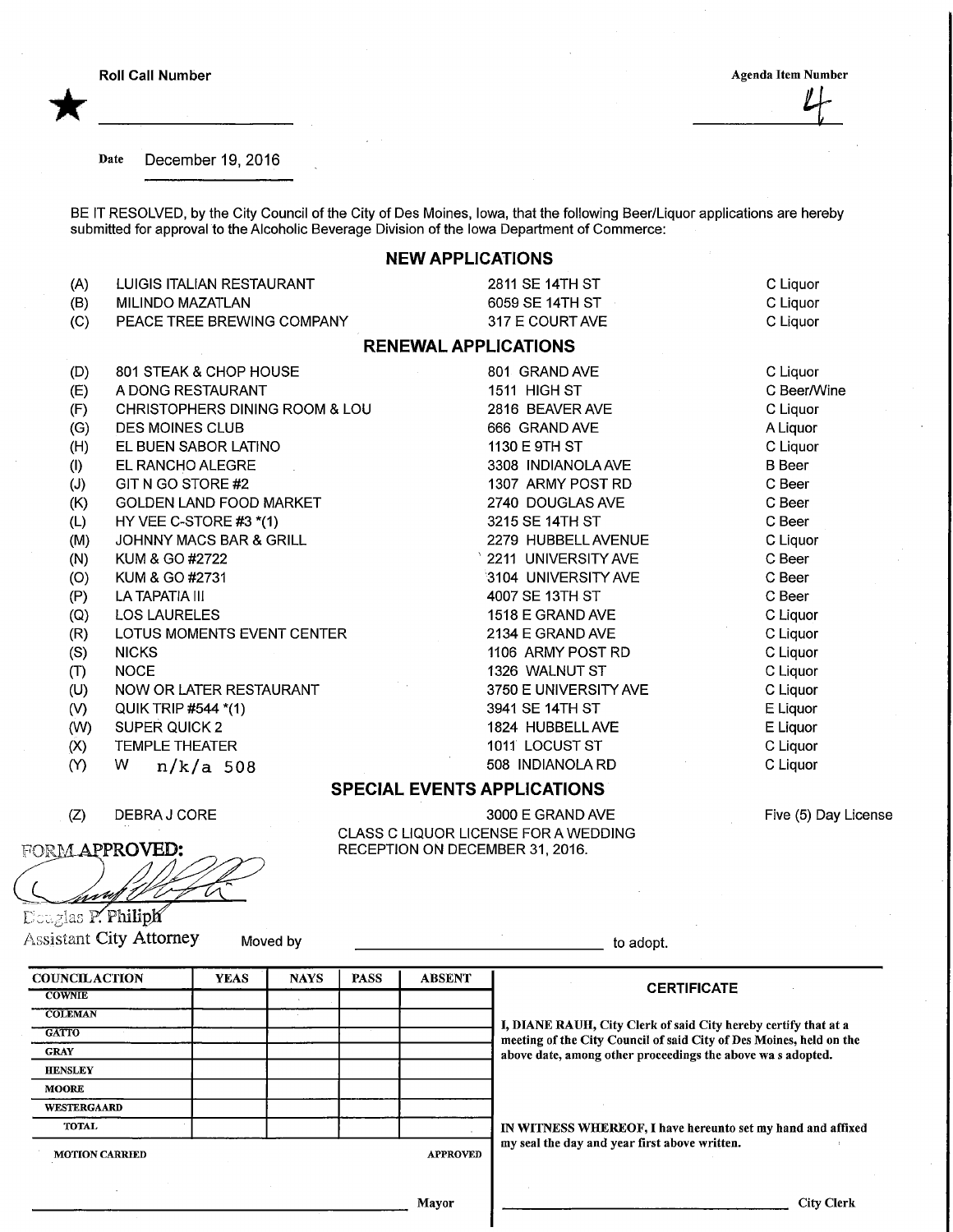★ Roll Call Number ____________________

Agenda Item Number 4

Date December 19, 2016

BE IT RESOLVED, by the City Council of the City of Des Moines, Iowa, that the following Beer/Liquor applications are hereby submitted for approval to the Alcoholic Beverage Division of the Iowa Department of Commerce:

## NEW APPLICATIONS

| | | | |
|---|---|---|---|
| (A) | LUIGIS ITALIAN RESTAURANT | 2811 SE 14TH ST | C Liquor |
| (B) | MILINDO MAZATLAN | 6059 SE 14TH ST | C Liquor |
| (C) | PEACE TREE BREWING COMPANY | 317 E COURT AVE | C Liquor |

## RENEWAL APPLICATIONS

| | | | |
|---|---|---|---|
| (D) | 801 STEAK & CHOP HOUSE | 801 GRAND AVE | C Liquor |
| (E) | A DONG RESTAURANT | 1511 HIGH ST | C Beer/Wine |
| (F) | CHRISTOPHERS DINING ROOM & LOU | 2816 BEAVER AVE | C Liquor |
| (G) | DES MOINES CLUB | 666 GRAND AVE | A Liquor |
| (H) | EL BUEN SABOR LATINO | 1130 E 9TH ST | C Liquor |
| (I) | EL RANCHO ALEGRE | 3308 INDIANOLA AVE | B Beer |
| (J) | GIT N GO STORE #2 | 1307 ARMY POST RD | C Beer |
| (K) | GOLDEN LAND FOOD MARKET | 2740 DOUGLAS AVE | C Beer |
| (L) | HY VEE C-STORE #3 *(1) | 3215 SE 14TH ST | C Beer |
| (M) | JOHNNY MACS BAR & GRILL | 2279 HUBBELL AVENUE | C Liquor |
| (N) | KUM & GO #2722 | 2211 UNIVERSITY AVE | C Beer |
| (O) | KUM & GO #2731 | 3104 UNIVERSITY AVE | C Beer |
| (P) | LA TAPATIA III | 4007 SE 13TH ST | C Beer |
| (Q) | LOS LAURELES | 1518 E GRAND AVE | C Liquor |
| (R) | LOTUS MOMENTS EVENT CENTER | 2134 E GRAND AVE | C Liquor |
| (S) | NICKS | 1106 ARMY POST RD | C Liquor |
| (T) | NOCE | 1326 WALNUT ST | C Liquor |
| (U) | NOW OR LATER RESTAURANT | 3750 E UNIVERSITY AVE | C Liquor |
| (V) | QUIK TRIP #544 *(1) | 3941 SE 14TH ST | E Liquor |
| (W) | SUPER QUICK 2 | 1824 HUBBELL AVE | E Liquor |
| (X) | TEMPLE THEATER | 1011 LOCUST ST | C Liquor |
| (Y) | W n/k/a 508 | 508 INDIANOLA RD | C Liquor |

## SPECIAL EVENTS APPLICATIONS

| | | | |
|---|---|---|---|
| (Z) | DEBRA J CORE | 3000 E GRAND AVE<br>CLASS C LIQUOR LICENSE FOR A WEDDING RECEPTION ON DECEMBER 31, 2016. | Five (5) Day License |

**FORM APPROVED:**

Douglas P. Philiph
Assistant City Attorney

Moved by ____________________ to adopt.

| COUNCIL ACTION | YEAS | NAYS | PASS | ABSENT |
|---|---|---|---|---|
| COWNIE | | | | |
| COLEMAN | | | | |
| GATTO | | | | |
| GRAY | | | | |
| HENSLEY | | | | |
| MOORE | | | | |
| WESTERGAARD | | | | |
| TOTAL | | | | |

MOTION CARRIED APPROVED

____________________ Mayor

**CERTIFICATE**

I, DIANE RAUH, City Clerk of said City hereby certify that at a meeting of the City Council of said City of Des Moines, held on the above date, among other proceedings the above was adopted.

IN WITNESS WHEREOF, I have hereunto set my hand and affixed my seal the day and year first above written.

____________________ City Clerk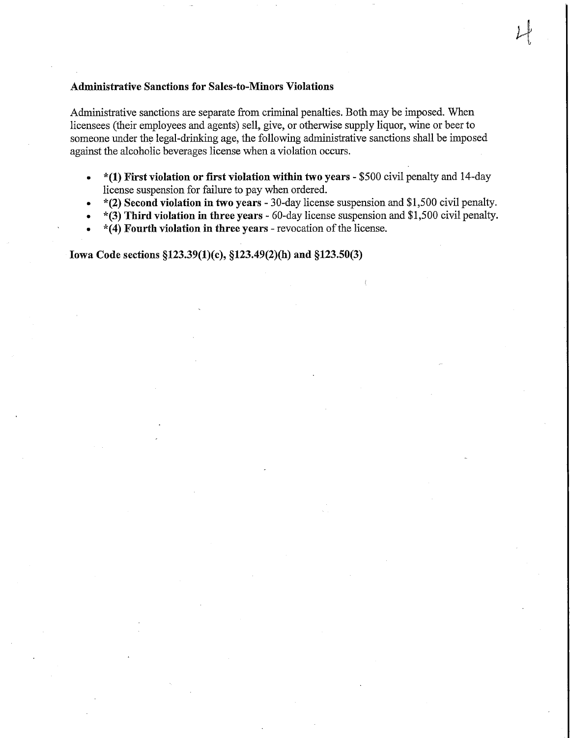**Administrative Sanctions for Sales-to-Minors Violations**

Administrative sanctions are separate from criminal penalties. Both may be imposed. When licensees (their employees and agents) sell, give, or otherwise supply liquor, wine or beer to someone under the legal-drinking age, the following administrative sanctions shall be imposed against the alcoholic beverages license when a violation occurs.

- ***(1) First violation or first violation within two years** - $500 civil penalty and 14-day license suspension for failure to pay when ordered.
- ***(2) Second violation in two years** - 30-day license suspension and $1,500 civil penalty.
- ***(3) Third violation in three years** - 60-day license suspension and $1,500 civil penalty.
- ***(4) Fourth violation in three years** - revocation of the license.

**Iowa Code sections §123.39(1)(c), §123.49(2)(h) and §123.50(3)**